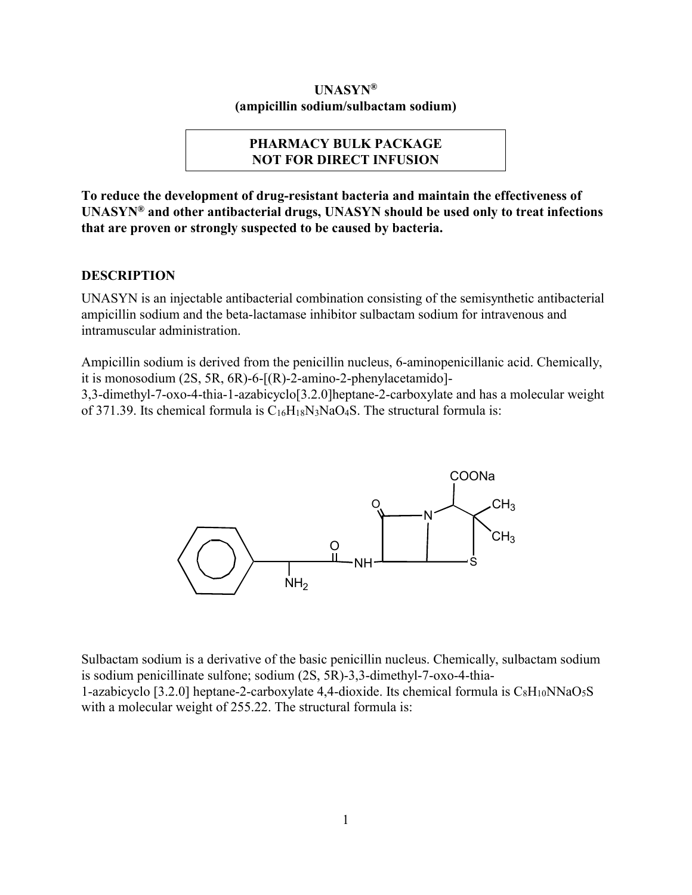**UNASYN®**
**(ampicillin sodium/sulbactam sodium)**

**PHARMACY BULK PACKAGE**
**NOT FOR DIRECT INFUSION**

**To reduce the development of drug-resistant bacteria and maintain the effectiveness of UNASYN® and other antibacterial drugs, UNASYN should be used only to treat infections that are proven or strongly suspected to be caused by bacteria.**

## DESCRIPTION

UNASYN is an injectable antibacterial combination consisting of the semisynthetic antibacterial ampicillin sodium and the beta-lactamase inhibitor sulbactam sodium for intravenous and intramuscular administration.

Ampicillin sodium is derived from the penicillin nucleus, 6-aminopenicillanic acid. Chemically, it is monosodium (2S, 5R, 6R)-6-[(R)-2-amino-2-phenylacetamido]-3,3-dimethyl-7-oxo-4-thia-1-azabicyclo[3.2.0]heptane-2-carboxylate and has a molecular weight of 371.39. Its chemical formula is $C_{16}H_{18}N_3NaO_4S$. The structural formula is:

Sulbactam sodium is a derivative of the basic penicillin nucleus. Chemically, sulbactam sodium is sodium penicillinate sulfone; sodium (2S, 5R)-3,3-dimethyl-7-oxo-4-thia-1-azabicyclo [3.2.0] heptane-2-carboxylate 4,4-dioxide. Its chemical formula is $C_8H_{10}NNaO_5S$ with a molecular weight of 255.22. The structural formula is: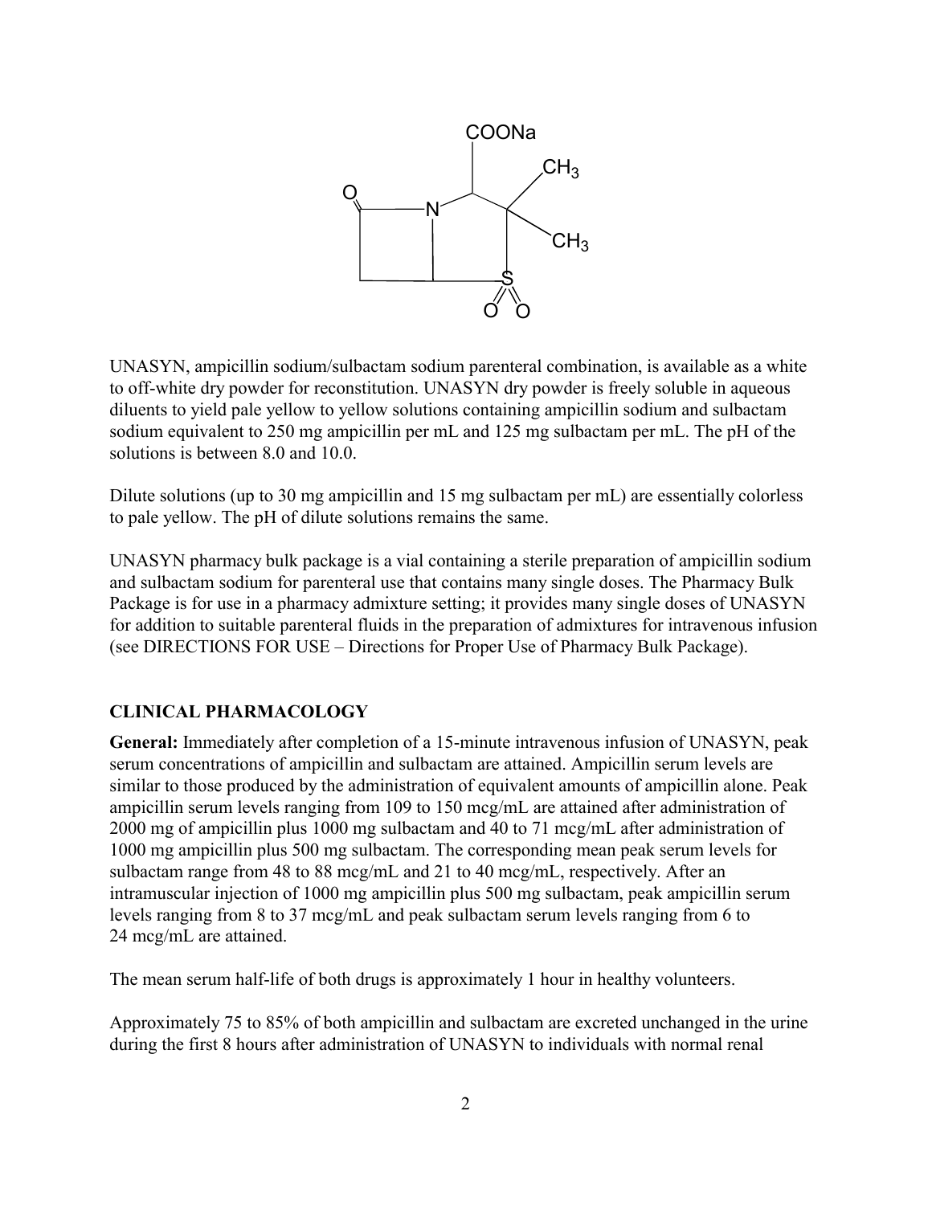UNASYN, ampicillin sodium/sulbactam sodium parenteral combination, is available as a white to off-white dry powder for reconstitution. UNASYN dry powder is freely soluble in aqueous diluents to yield pale yellow to yellow solutions containing ampicillin sodium and sulbactam sodium equivalent to 250 mg ampicillin per mL and 125 mg sulbactam per mL. The pH of the solutions is between 8.0 and 10.0.

Dilute solutions (up to 30 mg ampicillin and 15 mg sulbactam per mL) are essentially colorless to pale yellow. The pH of dilute solutions remains the same.

UNASYN pharmacy bulk package is a vial containing a sterile preparation of ampicillin sodium and sulbactam sodium for parenteral use that contains many single doses. The Pharmacy Bulk Package is for use in a pharmacy admixture setting; it provides many single doses of UNASYN for addition to suitable parenteral fluids in the preparation of admixtures for intravenous infusion (see DIRECTIONS FOR USE – Directions for Proper Use of Pharmacy Bulk Package).

## CLINICAL PHARMACOLOGY

**General:** Immediately after completion of a 15-minute intravenous infusion of UNASYN, peak serum concentrations of ampicillin and sulbactam are attained. Ampicillin serum levels are similar to those produced by the administration of equivalent amounts of ampicillin alone. Peak ampicillin serum levels ranging from 109 to 150 mcg/mL are attained after administration of 2000 mg of ampicillin plus 1000 mg sulbactam and 40 to 71 mcg/mL after administration of 1000 mg ampicillin plus 500 mg sulbactam. The corresponding mean peak serum levels for sulbactam range from 48 to 88 mcg/mL and 21 to 40 mcg/mL, respectively. After an intramuscular injection of 1000 mg ampicillin plus 500 mg sulbactam, peak ampicillin serum levels ranging from 8 to 37 mcg/mL and peak sulbactam serum levels ranging from 6 to 24 mcg/mL are attained.

The mean serum half-life of both drugs is approximately 1 hour in healthy volunteers.

Approximately 75 to 85% of both ampicillin and sulbactam are excreted unchanged in the urine during the first 8 hours after administration of UNASYN to individuals with normal renal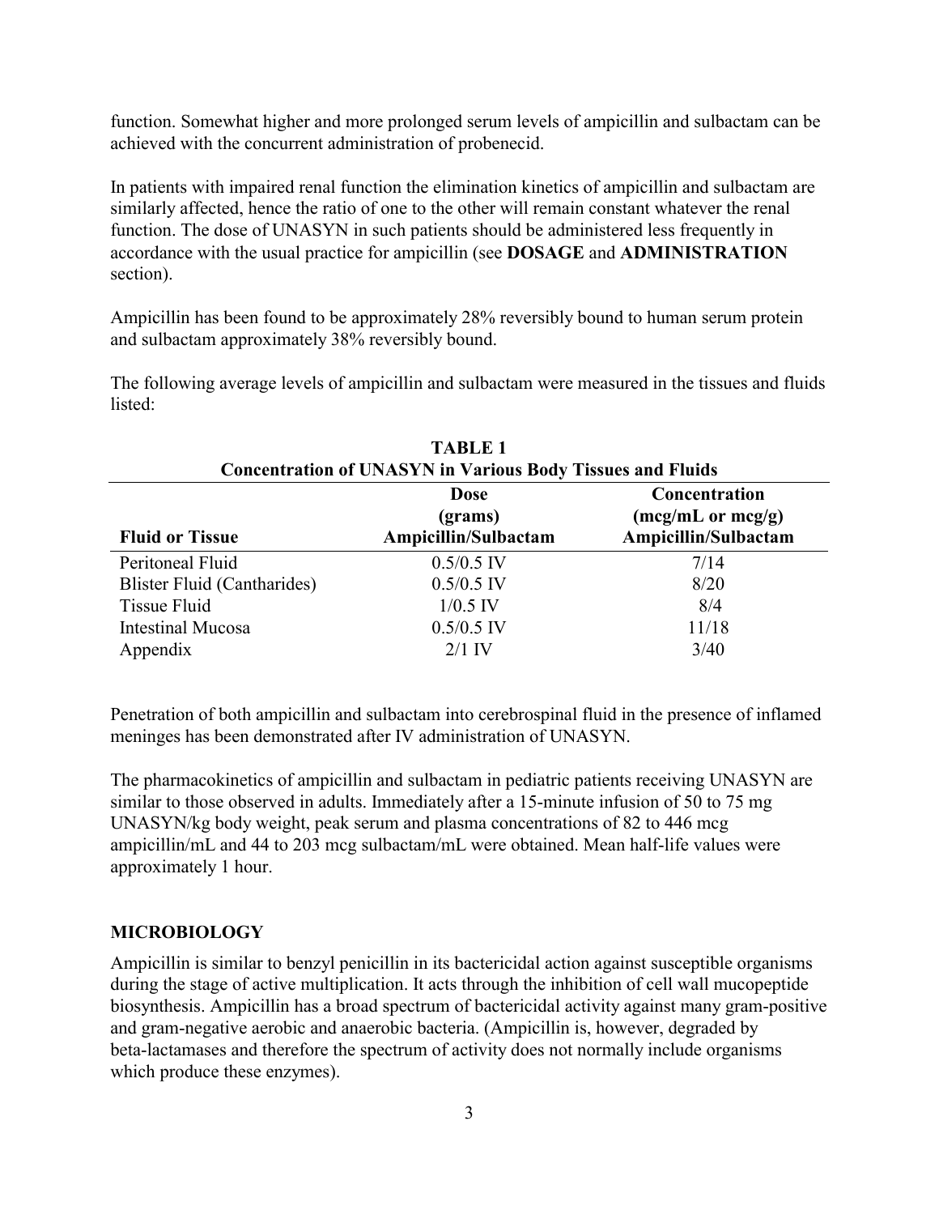function. Somewhat higher and more prolonged serum levels of ampicillin and sulbactam can be achieved with the concurrent administration of probenecid.

In patients with impaired renal function the elimination kinetics of ampicillin and sulbactam are similarly affected, hence the ratio of one to the other will remain constant whatever the renal function. The dose of UNASYN in such patients should be administered less frequently in accordance with the usual practice for ampicillin (see **DOSAGE** and **ADMINISTRATION** section).

Ampicillin has been found to be approximately 28% reversibly bound to human serum protein and sulbactam approximately 38% reversibly bound.

The following average levels of ampicillin and sulbactam were measured in the tissues and fluids listed:

**TABLE 1**
**Concentration of UNASYN in Various Body Tissues and Fluids**

| Fluid or Tissue | Dose (grams) Ampicillin/Sulbactam | Concentration (mcg/mL or mcg/g) Ampicillin/Sulbactam |
|---|---|---|
| Peritoneal Fluid | 0.5/0.5 IV | 7/14 |
| Blister Fluid (Cantharides) | 0.5/0.5 IV | 8/20 |
| Tissue Fluid | 1/0.5 IV | 8/4 |
| Intestinal Mucosa | 0.5/0.5 IV | 11/18 |
| Appendix | 2/1 IV | 3/40 |

Penetration of both ampicillin and sulbactam into cerebrospinal fluid in the presence of inflamed meninges has been demonstrated after IV administration of UNASYN.

The pharmacokinetics of ampicillin and sulbactam in pediatric patients receiving UNASYN are similar to those observed in adults. Immediately after a 15-minute infusion of 50 to 75 mg UNASYN/kg body weight, peak serum and plasma concentrations of 82 to 446 mcg ampicillin/mL and 44 to 203 mcg sulbactam/mL were obtained. Mean half-life values were approximately 1 hour.

## MICROBIOLOGY

Ampicillin is similar to benzyl penicillin in its bactericidal action against susceptible organisms during the stage of active multiplication. It acts through the inhibition of cell wall mucopeptide biosynthesis. Ampicillin has a broad spectrum of bactericidal activity against many gram-positive and gram-negative aerobic and anaerobic bacteria. (Ampicillin is, however, degraded by beta-lactamases and therefore the spectrum of activity does not normally include organisms which produce these enzymes).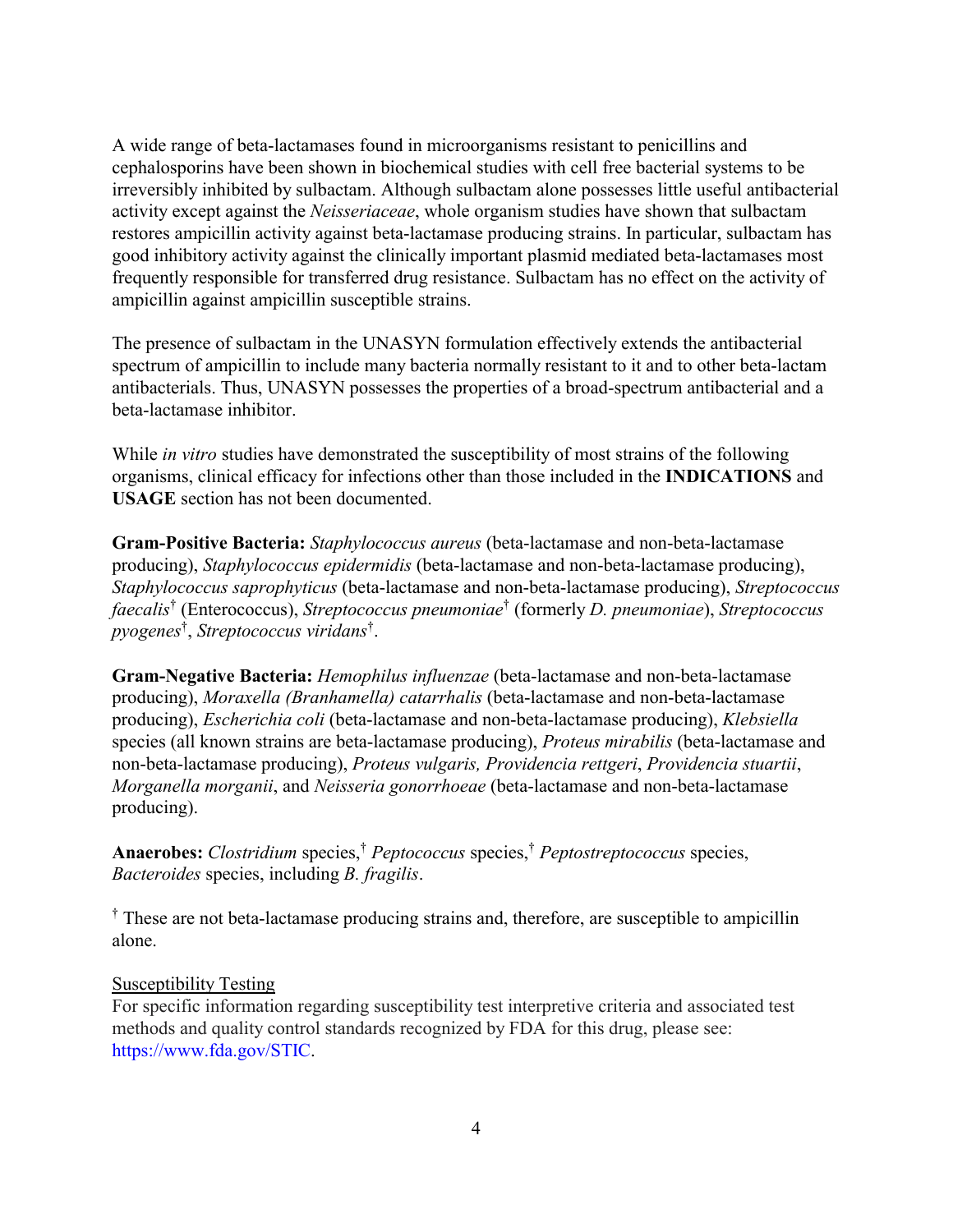A wide range of beta-lactamases found in microorganisms resistant to penicillins and cephalosporins have been shown in biochemical studies with cell free bacterial systems to be irreversibly inhibited by sulbactam. Although sulbactam alone possesses little useful antibacterial activity except against the *Neisseriaceae*, whole organism studies have shown that sulbactam restores ampicillin activity against beta-lactamase producing strains. In particular, sulbactam has good inhibitory activity against the clinically important plasmid mediated beta-lactamases most frequently responsible for transferred drug resistance. Sulbactam has no effect on the activity of ampicillin against ampicillin susceptible strains.

The presence of sulbactam in the UNASYN formulation effectively extends the antibacterial spectrum of ampicillin to include many bacteria normally resistant to it and to other beta-lactam antibacterials. Thus, UNASYN possesses the properties of a broad-spectrum antibacterial and a beta-lactamase inhibitor.

While *in vitro* studies have demonstrated the susceptibility of most strains of the following organisms, clinical efficacy for infections other than those included in the **INDICATIONS** and **USAGE** section has not been documented.

**Gram-Positive Bacteria:** *Staphylococcus aureus* (beta-lactamase and non-beta-lactamase producing), *Staphylococcus epidermidis* (beta-lactamase and non-beta-lactamase producing), *Staphylococcus saprophyticus* (beta-lactamase and non-beta-lactamase producing), *Streptococcus faecalis*† (Enterococcus), *Streptococcus pneumoniae*† (formerly *D. pneumoniae*), *Streptococcus pyogenes*†, *Streptococcus viridans*†.

**Gram-Negative Bacteria:** *Hemophilus influenzae* (beta-lactamase and non-beta-lactamase producing), *Moraxella (Branhamella) catarrhalis* (beta-lactamase and non-beta-lactamase producing), *Escherichia coli* (beta-lactamase and non-beta-lactamase producing), *Klebsiella* species (all known strains are beta-lactamase producing), *Proteus mirabilis* (beta-lactamase and non-beta-lactamase producing), *Proteus vulgaris, Providencia rettgeri*, *Providencia stuartii*, *Morganella morganii*, and *Neisseria gonorrhoeae* (beta-lactamase and non-beta-lactamase producing).

**Anaerobes:** *Clostridium* species,† *Peptococcus* species,† *Peptostreptococcus* species, *Bacteroides* species, including *B. fragilis*.

† These are not beta-lactamase producing strains and, therefore, are susceptible to ampicillin alone.

Susceptibility Testing

For specific information regarding susceptibility test interpretive criteria and associated test methods and quality control standards recognized by FDA for this drug, please see: https://www.fda.gov/STIC.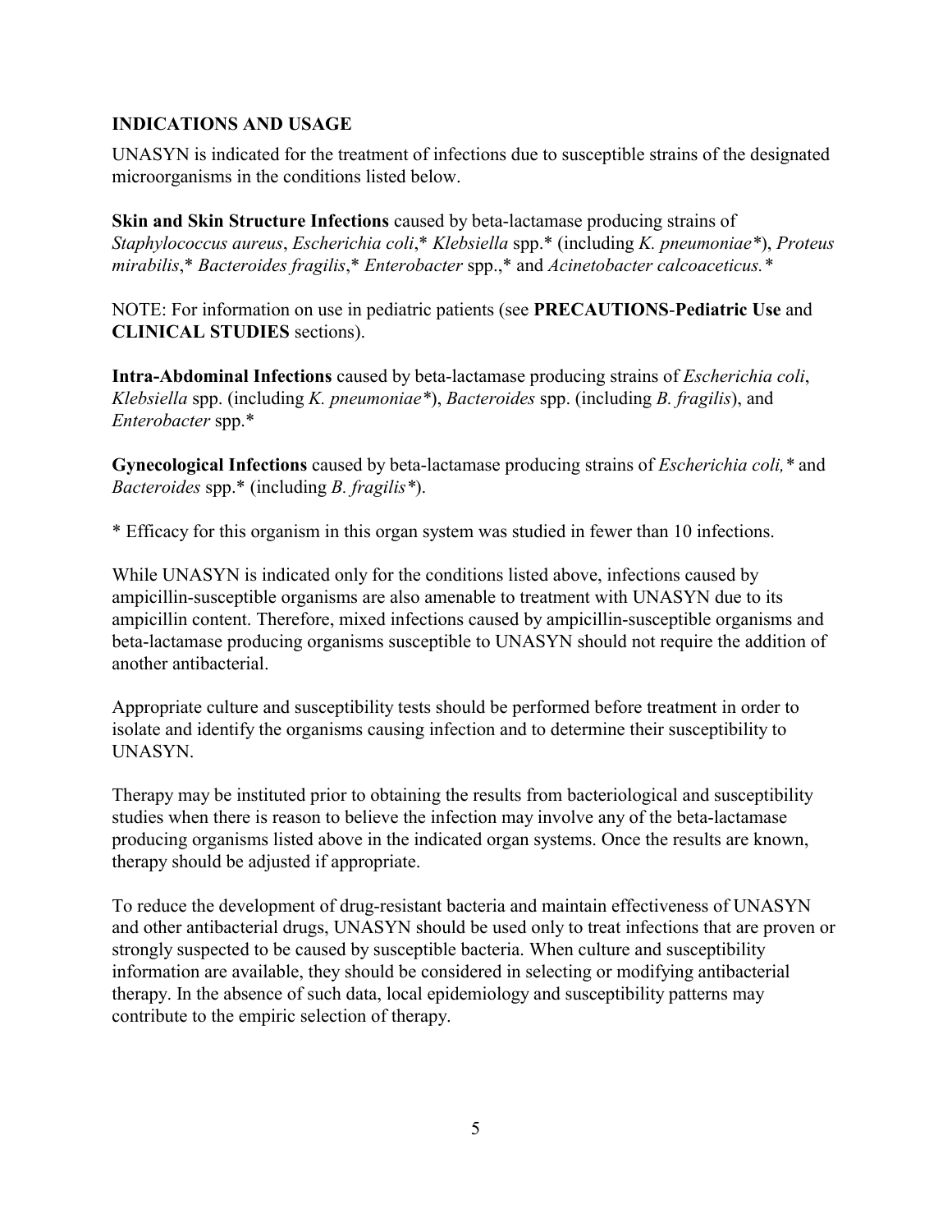## INDICATIONS AND USAGE

UNASYN is indicated for the treatment of infections due to susceptible strains of the designated microorganisms in the conditions listed below.

**Skin and Skin Structure Infections** caused by beta-lactamase producing strains of *Staphylococcus aureus*, *Escherichia coli*,* *Klebsiella* spp.* (including *K. pneumoniae**), *Proteus mirabilis*,* *Bacteroides fragilis*,* *Enterobacter* spp.,* and *Acinetobacter calcoaceticus.**

NOTE: For information on use in pediatric patients (see **PRECAUTIONS**-**Pediatric Use** and **CLINICAL STUDIES** sections).

**Intra-Abdominal Infections** caused by beta-lactamase producing strains of *Escherichia coli*, *Klebsiella* spp. (including *K. pneumoniae**), *Bacteroides* spp. (including *B. fragilis*), and *Enterobacter* spp.*

**Gynecological Infections** caused by beta-lactamase producing strains of *Escherichia coli,** and *Bacteroides* spp.* (including *B. fragilis**).

* Efficacy for this organism in this organ system was studied in fewer than 10 infections.

While UNASYN is indicated only for the conditions listed above, infections caused by ampicillin-susceptible organisms are also amenable to treatment with UNASYN due to its ampicillin content. Therefore, mixed infections caused by ampicillin-susceptible organisms and beta-lactamase producing organisms susceptible to UNASYN should not require the addition of another antibacterial.

Appropriate culture and susceptibility tests should be performed before treatment in order to isolate and identify the organisms causing infection and to determine their susceptibility to UNASYN.

Therapy may be instituted prior to obtaining the results from bacteriological and susceptibility studies when there is reason to believe the infection may involve any of the beta-lactamase producing organisms listed above in the indicated organ systems. Once the results are known, therapy should be adjusted if appropriate.

To reduce the development of drug-resistant bacteria and maintain effectiveness of UNASYN and other antibacterial drugs, UNASYN should be used only to treat infections that are proven or strongly suspected to be caused by susceptible bacteria. When culture and susceptibility information are available, they should be considered in selecting or modifying antibacterial therapy. In the absence of such data, local epidemiology and susceptibility patterns may contribute to the empiric selection of therapy.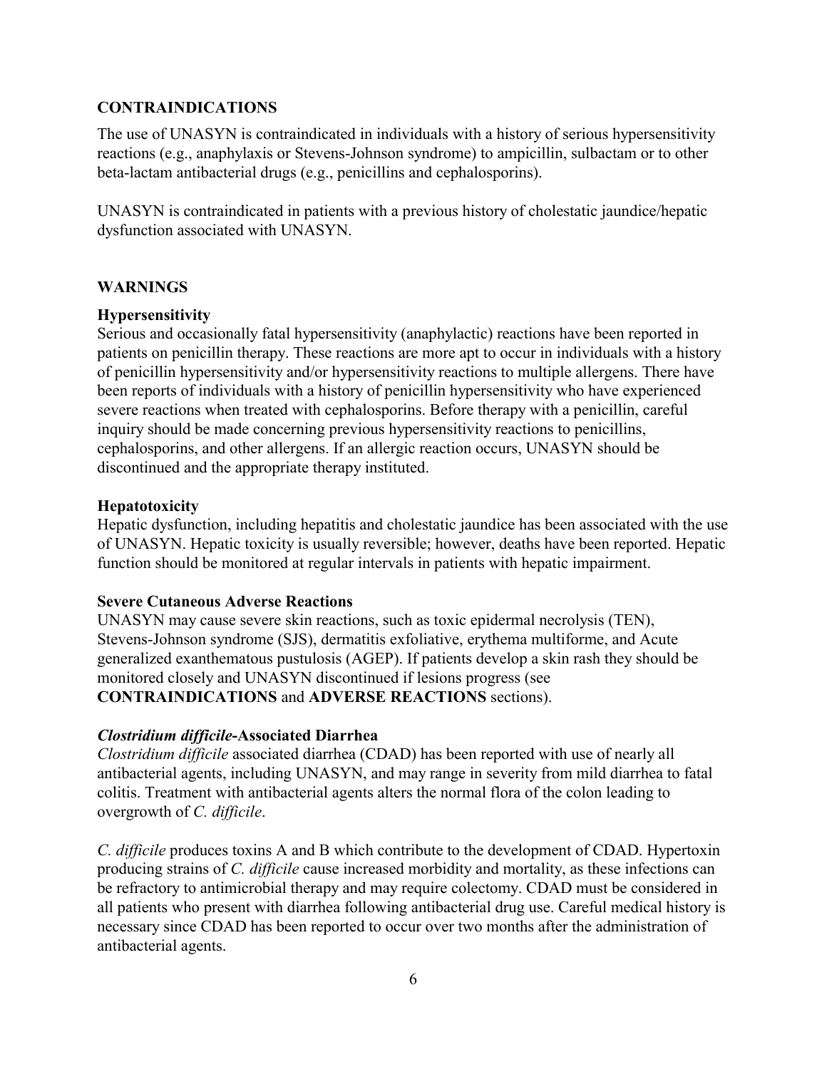## CONTRAINDICATIONS

The use of UNASYN is contraindicated in individuals with a history of serious hypersensitivity reactions (e.g., anaphylaxis or Stevens-Johnson syndrome) to ampicillin, sulbactam or to other beta-lactam antibacterial drugs (e.g., penicillins and cephalosporins).

UNASYN is contraindicated in patients with a previous history of cholestatic jaundice/hepatic dysfunction associated with UNASYN.

## WARNINGS

### Hypersensitivity

Serious and occasionally fatal hypersensitivity (anaphylactic) reactions have been reported in patients on penicillin therapy. These reactions are more apt to occur in individuals with a history of penicillin hypersensitivity and/or hypersensitivity reactions to multiple allergens. There have been reports of individuals with a history of penicillin hypersensitivity who have experienced severe reactions when treated with cephalosporins. Before therapy with a penicillin, careful inquiry should be made concerning previous hypersensitivity reactions to penicillins, cephalosporins, and other allergens. If an allergic reaction occurs, UNASYN should be discontinued and the appropriate therapy instituted.

### Hepatotoxicity

Hepatic dysfunction, including hepatitis and cholestatic jaundice has been associated with the use of UNASYN. Hepatic toxicity is usually reversible; however, deaths have been reported. Hepatic function should be monitored at regular intervals in patients with hepatic impairment.

### Severe Cutaneous Adverse Reactions

UNASYN may cause severe skin reactions, such as toxic epidermal necrolysis (TEN), Stevens-Johnson syndrome (SJS), dermatitis exfoliative, erythema multiforme, and Acute generalized exanthematous pustulosis (AGEP). If patients develop a skin rash they should be monitored closely and UNASYN discontinued if lesions progress (see **CONTRAINDICATIONS** and **ADVERSE REACTIONS** sections).

### *Clostridium difficile*-Associated Diarrhea

*Clostridium difficile* associated diarrhea (CDAD) has been reported with use of nearly all antibacterial agents, including UNASYN, and may range in severity from mild diarrhea to fatal colitis. Treatment with antibacterial agents alters the normal flora of the colon leading to overgrowth of *C. difficile*.

*C. difficile* produces toxins A and B which contribute to the development of CDAD. Hypertoxin producing strains of *C. difficile* cause increased morbidity and mortality, as these infections can be refractory to antimicrobial therapy and may require colectomy. CDAD must be considered in all patients who present with diarrhea following antibacterial drug use. Careful medical history is necessary since CDAD has been reported to occur over two months after the administration of antibacterial agents.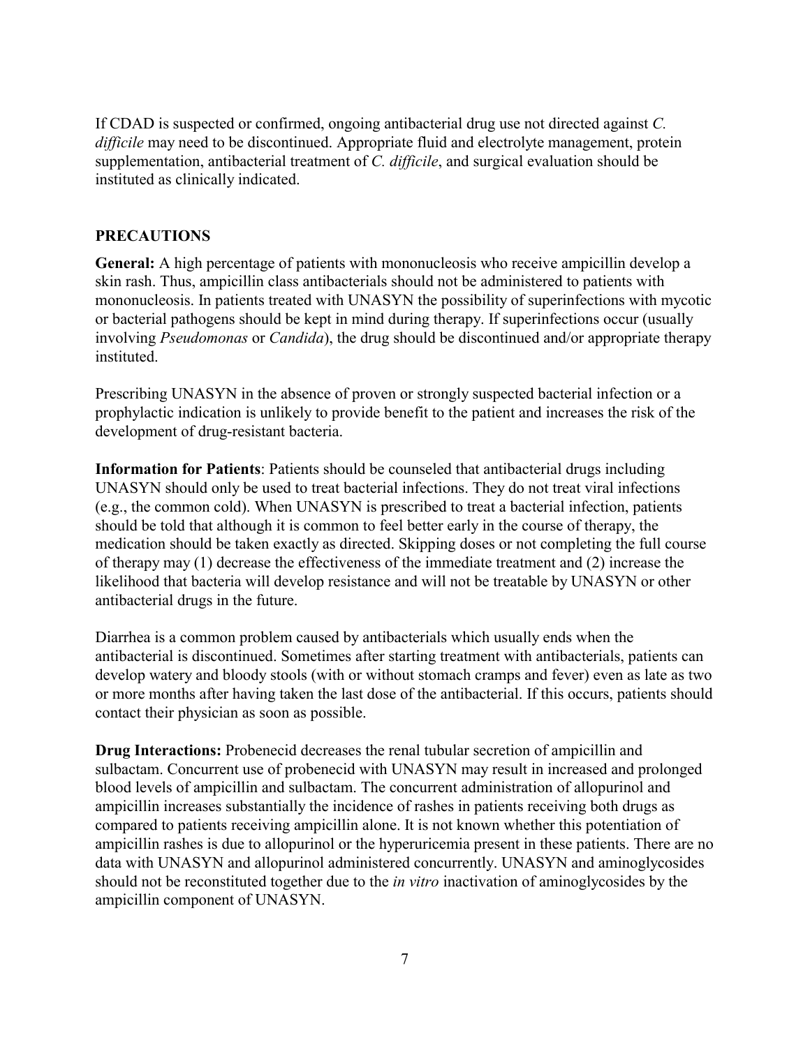If CDAD is suspected or confirmed, ongoing antibacterial drug use not directed against *C. difficile* may need to be discontinued. Appropriate fluid and electrolyte management, protein supplementation, antibacterial treatment of *C. difficile*, and surgical evaluation should be instituted as clinically indicated.

## PRECAUTIONS

**General:** A high percentage of patients with mononucleosis who receive ampicillin develop a skin rash. Thus, ampicillin class antibacterials should not be administered to patients with mononucleosis. In patients treated with UNASYN the possibility of superinfections with mycotic or bacterial pathogens should be kept in mind during therapy. If superinfections occur (usually involving *Pseudomonas* or *Candida*), the drug should be discontinued and/or appropriate therapy instituted.

Prescribing UNASYN in the absence of proven or strongly suspected bacterial infection or a prophylactic indication is unlikely to provide benefit to the patient and increases the risk of the development of drug-resistant bacteria.

**Information for Patients**: Patients should be counseled that antibacterial drugs including UNASYN should only be used to treat bacterial infections. They do not treat viral infections (e.g., the common cold). When UNASYN is prescribed to treat a bacterial infection, patients should be told that although it is common to feel better early in the course of therapy, the medication should be taken exactly as directed. Skipping doses or not completing the full course of therapy may (1) decrease the effectiveness of the immediate treatment and (2) increase the likelihood that bacteria will develop resistance and will not be treatable by UNASYN or other antibacterial drugs in the future.

Diarrhea is a common problem caused by antibacterials which usually ends when the antibacterial is discontinued. Sometimes after starting treatment with antibacterials, patients can develop watery and bloody stools (with or without stomach cramps and fever) even as late as two or more months after having taken the last dose of the antibacterial. If this occurs, patients should contact their physician as soon as possible.

**Drug Interactions:** Probenecid decreases the renal tubular secretion of ampicillin and sulbactam. Concurrent use of probenecid with UNASYN may result in increased and prolonged blood levels of ampicillin and sulbactam. The concurrent administration of allopurinol and ampicillin increases substantially the incidence of rashes in patients receiving both drugs as compared to patients receiving ampicillin alone. It is not known whether this potentiation of ampicillin rashes is due to allopurinol or the hyperuricemia present in these patients. There are no data with UNASYN and allopurinol administered concurrently. UNASYN and aminoglycosides should not be reconstituted together due to the *in vitro* inactivation of aminoglycosides by the ampicillin component of UNASYN.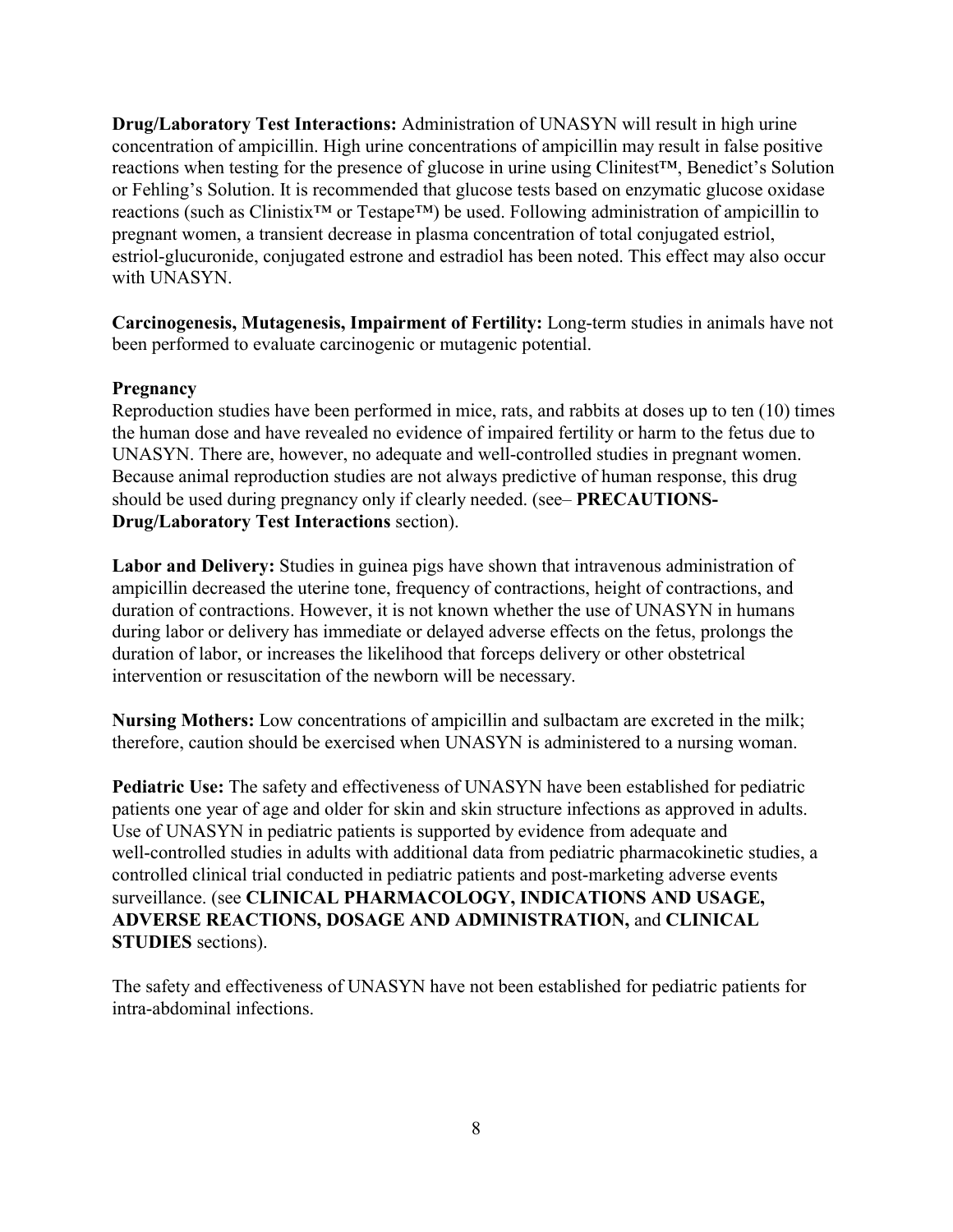**Drug/Laboratory Test Interactions:** Administration of UNASYN will result in high urine concentration of ampicillin. High urine concentrations of ampicillin may result in false positive reactions when testing for the presence of glucose in urine using Clinitest™, Benedict's Solution or Fehling's Solution. It is recommended that glucose tests based on enzymatic glucose oxidase reactions (such as Clinistix™ or Testape™) be used. Following administration of ampicillin to pregnant women, a transient decrease in plasma concentration of total conjugated estriol, estriol-glucuronide, conjugated estrone and estradiol has been noted. This effect may also occur with UNASYN.

**Carcinogenesis, Mutagenesis, Impairment of Fertility:** Long-term studies in animals have not been performed to evaluate carcinogenic or mutagenic potential.

**Pregnancy**

Reproduction studies have been performed in mice, rats, and rabbits at doses up to ten (10) times the human dose and have revealed no evidence of impaired fertility or harm to the fetus due to UNASYN. There are, however, no adequate and well-controlled studies in pregnant women. Because animal reproduction studies are not always predictive of human response, this drug should be used during pregnancy only if clearly needed. (see– **PRECAUTIONS-Drug/Laboratory Test Interactions** section).

**Labor and Delivery:** Studies in guinea pigs have shown that intravenous administration of ampicillin decreased the uterine tone, frequency of contractions, height of contractions, and duration of contractions. However, it is not known whether the use of UNASYN in humans during labor or delivery has immediate or delayed adverse effects on the fetus, prolongs the duration of labor, or increases the likelihood that forceps delivery or other obstetrical intervention or resuscitation of the newborn will be necessary.

**Nursing Mothers:** Low concentrations of ampicillin and sulbactam are excreted in the milk; therefore, caution should be exercised when UNASYN is administered to a nursing woman.

**Pediatric Use:** The safety and effectiveness of UNASYN have been established for pediatric patients one year of age and older for skin and skin structure infections as approved in adults. Use of UNASYN in pediatric patients is supported by evidence from adequate and well-controlled studies in adults with additional data from pediatric pharmacokinetic studies, a controlled clinical trial conducted in pediatric patients and post-marketing adverse events surveillance. (see **CLINICAL PHARMACOLOGY, INDICATIONS AND USAGE, ADVERSE REACTIONS, DOSAGE AND ADMINISTRATION,** and **CLINICAL STUDIES** sections).

The safety and effectiveness of UNASYN have not been established for pediatric patients for intra-abdominal infections.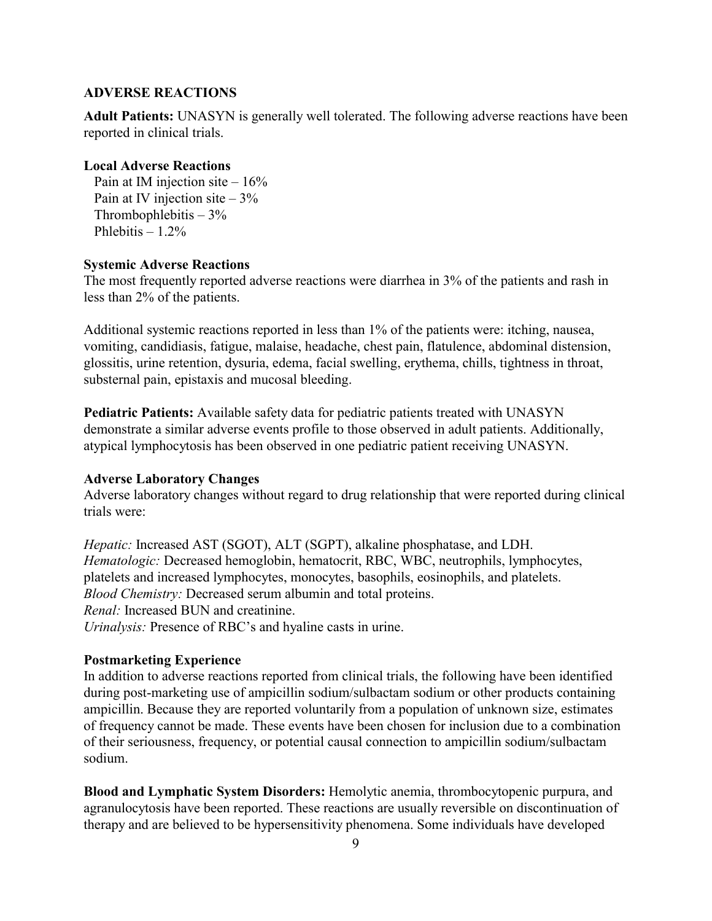## ADVERSE REACTIONS

**Adult Patients:** UNASYN is generally well tolerated. The following adverse reactions have been reported in clinical trials.

**Local Adverse Reactions**

Pain at IM injection site – 16%
Pain at IV injection site – 3%
Thrombophlebitis – 3%
Phlebitis – 1.2%

**Systemic Adverse Reactions**

The most frequently reported adverse reactions were diarrhea in 3% of the patients and rash in less than 2% of the patients.

Additional systemic reactions reported in less than 1% of the patients were: itching, nausea, vomiting, candidiasis, fatigue, malaise, headache, chest pain, flatulence, abdominal distension, glossitis, urine retention, dysuria, edema, facial swelling, erythema, chills, tightness in throat, substernal pain, epistaxis and mucosal bleeding.

**Pediatric Patients:** Available safety data for pediatric patients treated with UNASYN demonstrate a similar adverse events profile to those observed in adult patients. Additionally, atypical lymphocytosis has been observed in one pediatric patient receiving UNASYN.

**Adverse Laboratory Changes**

Adverse laboratory changes without regard to drug relationship that were reported during clinical trials were:

*Hepatic:* Increased AST (SGOT), ALT (SGPT), alkaline phosphatase, and LDH.
*Hematologic:* Decreased hemoglobin, hematocrit, RBC, WBC, neutrophils, lymphocytes, platelets and increased lymphocytes, monocytes, basophils, eosinophils, and platelets.
*Blood Chemistry:* Decreased serum albumin and total proteins.
*Renal:* Increased BUN and creatinine.
*Urinalysis:* Presence of RBC's and hyaline casts in urine.

**Postmarketing Experience**

In addition to adverse reactions reported from clinical trials, the following have been identified during post-marketing use of ampicillin sodium/sulbactam sodium or other products containing ampicillin. Because they are reported voluntarily from a population of unknown size, estimates of frequency cannot be made. These events have been chosen for inclusion due to a combination of their seriousness, frequency, or potential causal connection to ampicillin sodium/sulbactam sodium.

**Blood and Lymphatic System Disorders:** Hemolytic anemia, thrombocytopenic purpura, and agranulocytosis have been reported. These reactions are usually reversible on discontinuation of therapy and are believed to be hypersensitivity phenomena. Some individuals have developed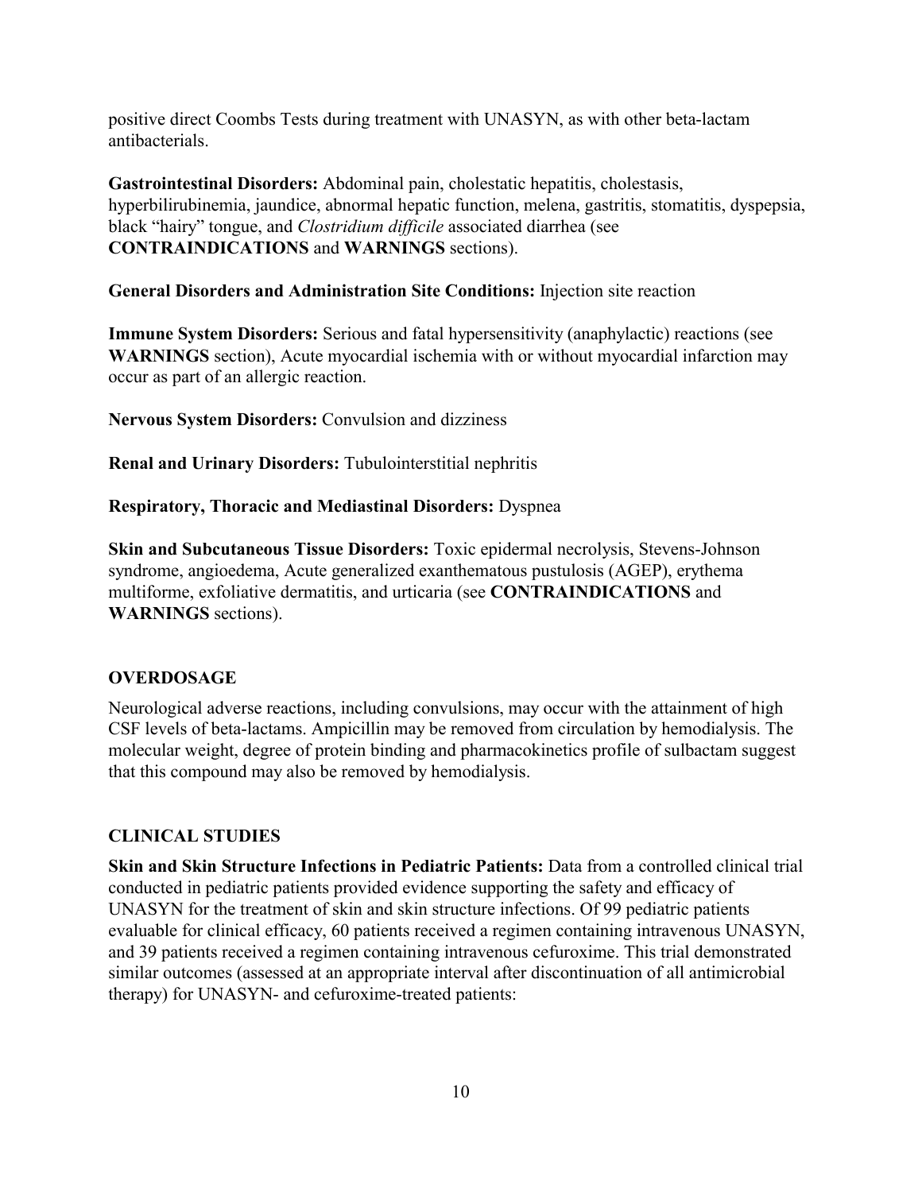positive direct Coombs Tests during treatment with UNASYN, as with other beta-lactam antibacterials.

**Gastrointestinal Disorders:** Abdominal pain, cholestatic hepatitis, cholestasis, hyperbilirubinemia, jaundice, abnormal hepatic function, melena, gastritis, stomatitis, dyspepsia, black "hairy" tongue, and *Clostridium difficile* associated diarrhea (see **CONTRAINDICATIONS** and **WARNINGS** sections).

**General Disorders and Administration Site Conditions:** Injection site reaction

**Immune System Disorders:** Serious and fatal hypersensitivity (anaphylactic) reactions (see **WARNINGS** section), Acute myocardial ischemia with or without myocardial infarction may occur as part of an allergic reaction.

**Nervous System Disorders:** Convulsion and dizziness

**Renal and Urinary Disorders:** Tubulointerstitial nephritis

**Respiratory, Thoracic and Mediastinal Disorders:** Dyspnea

**Skin and Subcutaneous Tissue Disorders:** Toxic epidermal necrolysis, Stevens-Johnson syndrome, angioedema, Acute generalized exanthematous pustulosis (AGEP), erythema multiforme, exfoliative dermatitis, and urticaria (see **CONTRAINDICATIONS** and **WARNINGS** sections).

## OVERDOSAGE

Neurological adverse reactions, including convulsions, may occur with the attainment of high CSF levels of beta-lactams. Ampicillin may be removed from circulation by hemodialysis. The molecular weight, degree of protein binding and pharmacokinetics profile of sulbactam suggest that this compound may also be removed by hemodialysis.

## CLINICAL STUDIES

**Skin and Skin Structure Infections in Pediatric Patients:** Data from a controlled clinical trial conducted in pediatric patients provided evidence supporting the safety and efficacy of UNASYN for the treatment of skin and skin structure infections. Of 99 pediatric patients evaluable for clinical efficacy, 60 patients received a regimen containing intravenous UNASYN, and 39 patients received a regimen containing intravenous cefuroxime. This trial demonstrated similar outcomes (assessed at an appropriate interval after discontinuation of all antimicrobial therapy) for UNASYN- and cefuroxime-treated patients: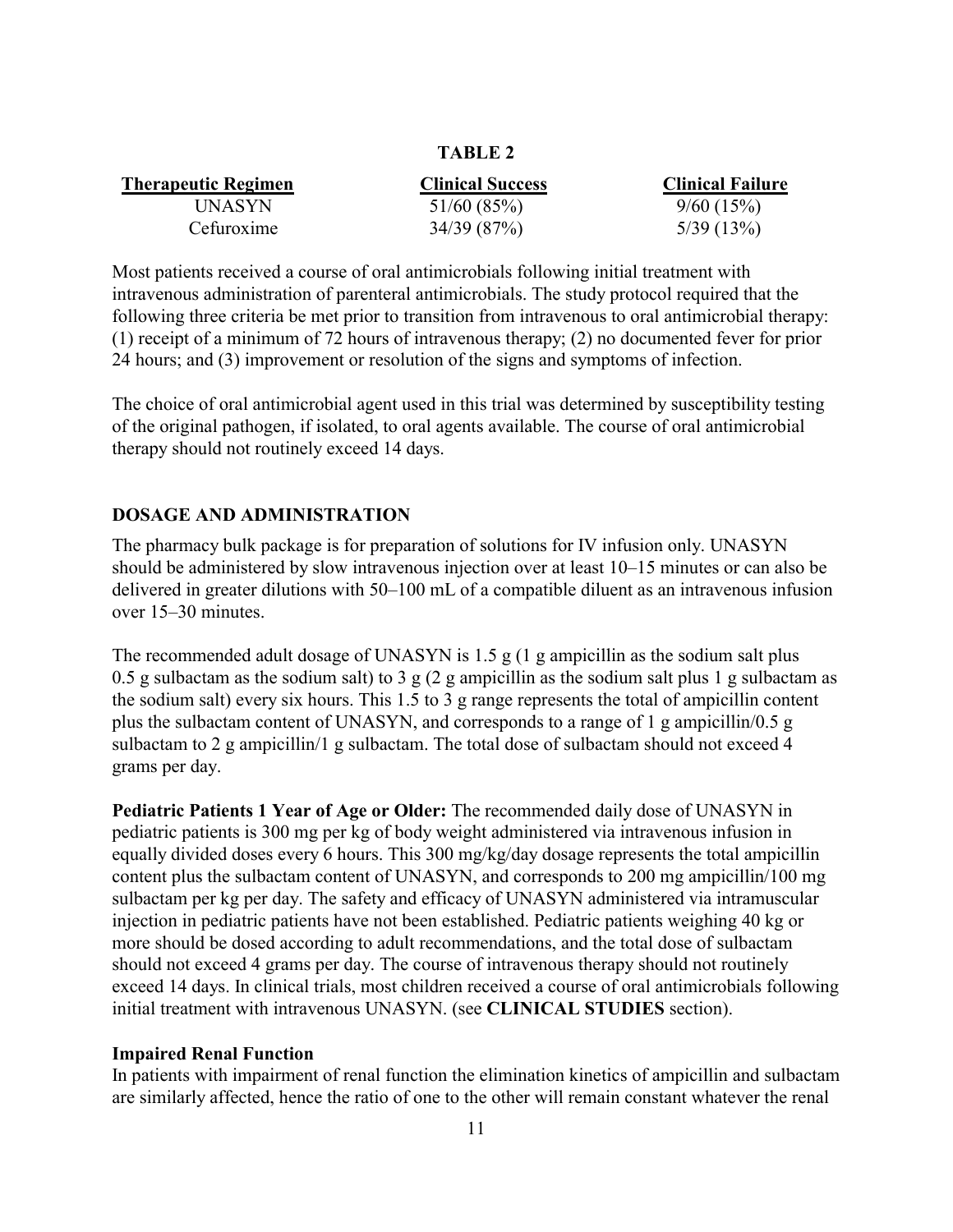**TABLE 2**

| Therapeutic Regimen | Clinical Success | Clinical Failure |
| --- | --- | --- |
| UNASYN | 51/60 (85%) | 9/60 (15%) |
| Cefuroxime | 34/39 (87%) | 5/39 (13%) |

Most patients received a course of oral antimicrobials following initial treatment with intravenous administration of parenteral antimicrobials. The study protocol required that the following three criteria be met prior to transition from intravenous to oral antimicrobial therapy: (1) receipt of a minimum of 72 hours of intravenous therapy; (2) no documented fever for prior 24 hours; and (3) improvement or resolution of the signs and symptoms of infection.

The choice of oral antimicrobial agent used in this trial was determined by susceptibility testing of the original pathogen, if isolated, to oral agents available. The course of oral antimicrobial therapy should not routinely exceed 14 days.

## DOSAGE AND ADMINISTRATION

The pharmacy bulk package is for preparation of solutions for IV infusion only. UNASYN should be administered by slow intravenous injection over at least 10–15 minutes or can also be delivered in greater dilutions with 50–100 mL of a compatible diluent as an intravenous infusion over 15–30 minutes.

The recommended adult dosage of UNASYN is 1.5 g (1 g ampicillin as the sodium salt plus 0.5 g sulbactam as the sodium salt) to 3 g (2 g ampicillin as the sodium salt plus 1 g sulbactam as the sodium salt) every six hours. This 1.5 to 3 g range represents the total of ampicillin content plus the sulbactam content of UNASYN, and corresponds to a range of 1 g ampicillin/0.5 g sulbactam to 2 g ampicillin/1 g sulbactam. The total dose of sulbactam should not exceed 4 grams per day.

**Pediatric Patients 1 Year of Age or Older:** The recommended daily dose of UNASYN in pediatric patients is 300 mg per kg of body weight administered via intravenous infusion in equally divided doses every 6 hours. This 300 mg/kg/day dosage represents the total ampicillin content plus the sulbactam content of UNASYN, and corresponds to 200 mg ampicillin/100 mg sulbactam per kg per day. The safety and efficacy of UNASYN administered via intramuscular injection in pediatric patients have not been established. Pediatric patients weighing 40 kg or more should be dosed according to adult recommendations, and the total dose of sulbactam should not exceed 4 grams per day. The course of intravenous therapy should not routinely exceed 14 days. In clinical trials, most children received a course of oral antimicrobials following initial treatment with intravenous UNASYN. (see **CLINICAL STUDIES** section).

### Impaired Renal Function

In patients with impairment of renal function the elimination kinetics of ampicillin and sulbactam are similarly affected, hence the ratio of one to the other will remain constant whatever the renal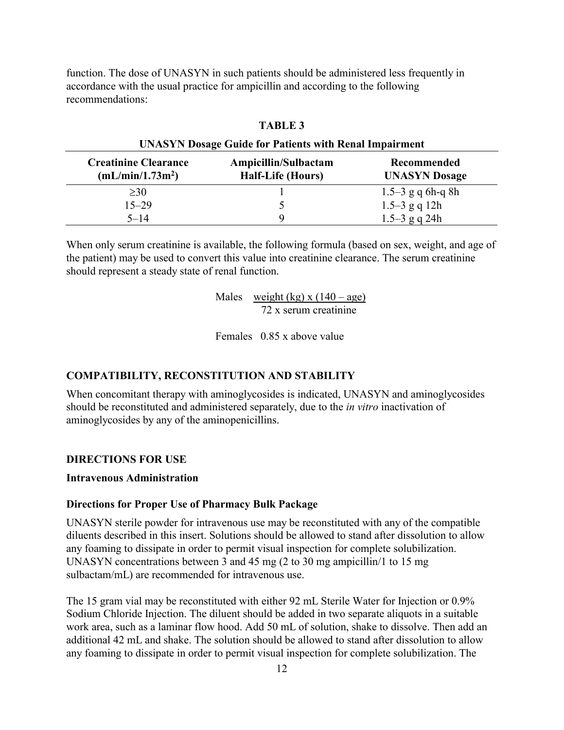function. The dose of UNASYN in such patients should be administered less frequently in accordance with the usual practice for ampicillin and according to the following recommendations:

**TABLE 3**

**UNASYN Dosage Guide for Patients with Renal Impairment**

| Creatinine Clearance (mL/min/1.73m$^2$) | Ampicillin/Sulbactam Half-Life (Hours) | Recommended UNASYN Dosage |
|---|---|---|
| ≥30 | 1 | 1.5–3 g q 6h-q 8h |
| 15–29 | 5 | 1.5–3 g q 12h |
| 5–14 | 9 | 1.5–3 g q 24h |

When only serum creatinine is available, the following formula (based on sex, weight, and age of the patient) may be used to convert this value into creatinine clearance. The serum creatinine should represent a steady state of renal function.

$$\text{Males} \quad \frac{\text{weight (kg)} \times (140 - \text{age})}{72 \times \text{serum creatinine}}$$

Females 0.85 x above value

## COMPATIBILITY, RECONSTITUTION AND STABILITY

When concomitant therapy with aminoglycosides is indicated, UNASYN and aminoglycosides should be reconstituted and administered separately, due to the *in vitro* inactivation of aminoglycosides by any of the aminopenicillins.

## DIRECTIONS FOR USE

### Intravenous Administration

### Directions for Proper Use of Pharmacy Bulk Package

UNASYN sterile powder for intravenous use may be reconstituted with any of the compatible diluents described in this insert. Solutions should be allowed to stand after dissolution to allow any foaming to dissipate in order to permit visual inspection for complete solubilization. UNASYN concentrations between 3 and 45 mg (2 to 30 mg ampicillin/1 to 15 mg sulbactam/mL) are recommended for intravenous use.

The 15 gram vial may be reconstituted with either 92 mL Sterile Water for Injection or 0.9% Sodium Chloride Injection. The diluent should be added in two separate aliquots in a suitable work area, such as a laminar flow hood. Add 50 mL of solution, shake to dissolve. Then add an additional 42 mL and shake. The solution should be allowed to stand after dissolution to allow any foaming to dissipate in order to permit visual inspection for complete solubilization. The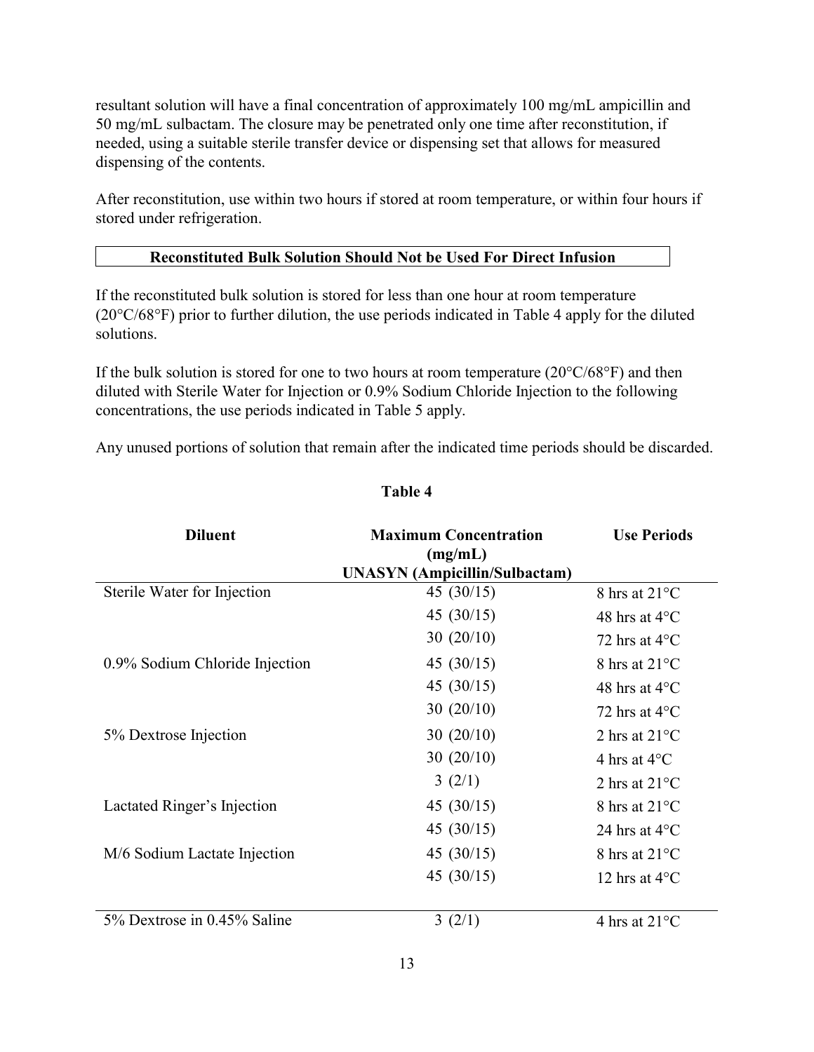resultant solution will have a final concentration of approximately 100 mg/mL ampicillin and 50 mg/mL sulbactam. The closure may be penetrated only one time after reconstitution, if needed, using a suitable sterile transfer device or dispensing set that allows for measured dispensing of the contents.

After reconstitution, use within two hours if stored at room temperature, or within four hours if stored under refrigeration.

**Reconstituted Bulk Solution Should Not be Used For Direct Infusion**

If the reconstituted bulk solution is stored for less than one hour at room temperature (20°C/68°F) prior to further dilution, the use periods indicated in Table 4 apply for the diluted solutions.

If the bulk solution is stored for one to two hours at room temperature (20°C/68°F) and then diluted with Sterile Water for Injection or 0.9% Sodium Chloride Injection to the following concentrations, the use periods indicated in Table 5 apply.

Any unused portions of solution that remain after the indicated time periods should be discarded.

**Table 4**

| Diluent | Maximum Concentration (mg/mL) UNASYN (Ampicillin/Sulbactam) | Use Periods |
|---|---|---|
| Sterile Water for Injection | 45 (30/15) | 8 hrs at 21°C |
| | 45 (30/15) | 48 hrs at 4°C |
| | 30 (20/10) | 72 hrs at 4°C |
| 0.9% Sodium Chloride Injection | 45 (30/15) | 8 hrs at 21°C |
| | 45 (30/15) | 48 hrs at 4°C |
| | 30 (20/10) | 72 hrs at 4°C |
| 5% Dextrose Injection | 30 (20/10) | 2 hrs at 21°C |
| | 30 (20/10) | 4 hrs at 4°C |
| | 3 (2/1) | 2 hrs at 21°C |
| Lactated Ringer's Injection | 45 (30/15) | 8 hrs at 21°C |
| | 45 (30/15) | 24 hrs at 4°C |
| M/6 Sodium Lactate Injection | 45 (30/15) | 8 hrs at 21°C |
| | 45 (30/15) | 12 hrs at 4°C |
| 5% Dextrose in 0.45% Saline | 3 (2/1) | 4 hrs at 21°C |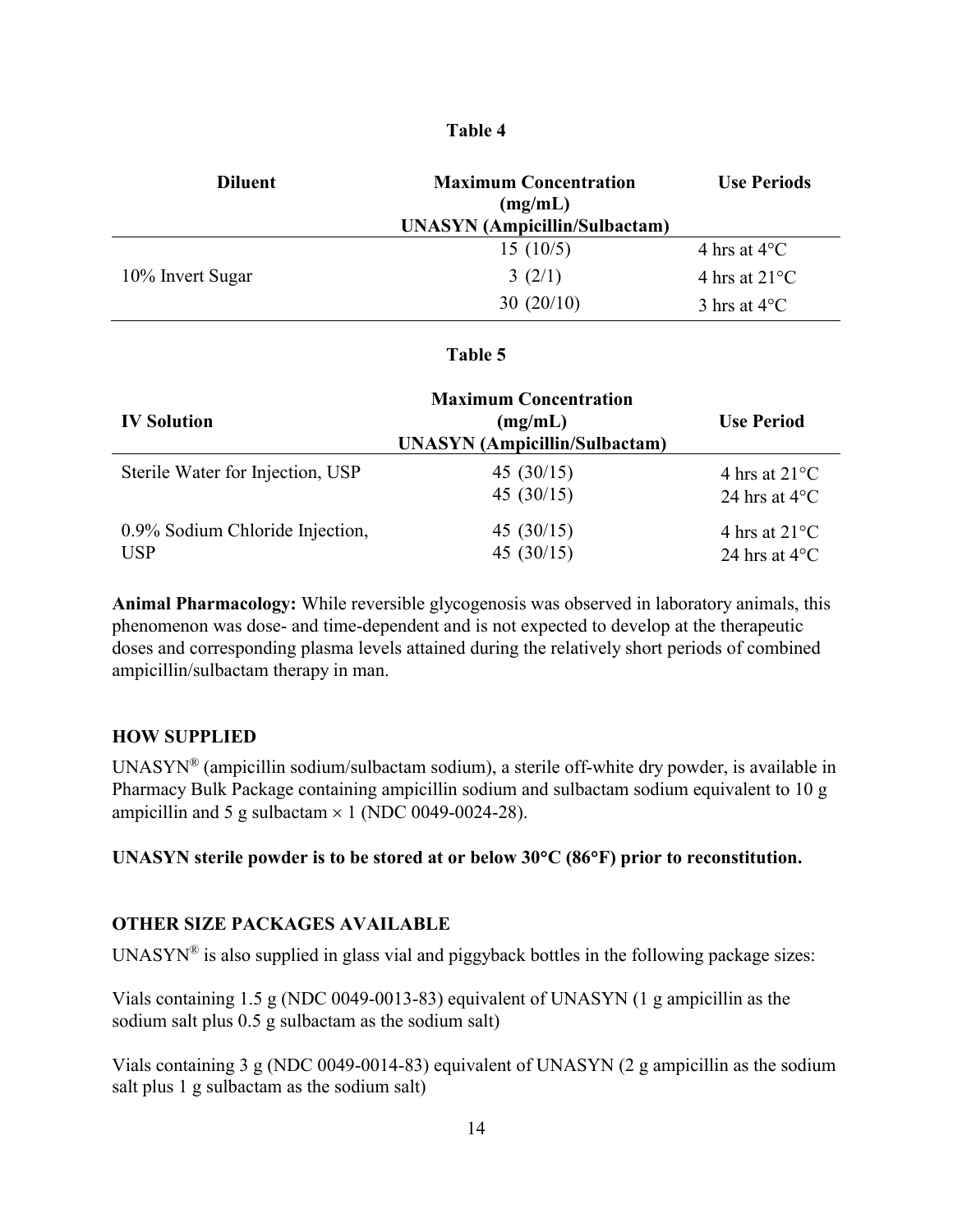**Table 4**

| Diluent | Maximum Concentration (mg/mL) UNASYN (Ampicillin/Sulbactam) | Use Periods |
|---|---|---|
| 10% Invert Sugar | 15 (10/5) | 4 hrs at 4°C |
| | 3 (2/1) | 4 hrs at 21°C |
| | 30 (20/10) | 3 hrs at 4°C |

**Table 5**

| IV Solution | Maximum Concentration (mg/mL) UNASYN (Ampicillin/Sulbactam) | Use Period |
|---|---|---|
| Sterile Water for Injection, USP | 45 (30/15) | 4 hrs at 21°C |
| | 45 (30/15) | 24 hrs at 4°C |
| 0.9% Sodium Chloride Injection, USP | 45 (30/15) | 4 hrs at 21°C |
| | 45 (30/15) | 24 hrs at 4°C |

**Animal Pharmacology:** While reversible glycogenosis was observed in laboratory animals, this phenomenon was dose- and time-dependent and is not expected to develop at the therapeutic doses and corresponding plasma levels attained during the relatively short periods of combined ampicillin/sulbactam therapy in man.

## HOW SUPPLIED

UNASYN® (ampicillin sodium/sulbactam sodium), a sterile off-white dry powder, is available in Pharmacy Bulk Package containing ampicillin sodium and sulbactam sodium equivalent to 10 g ampicillin and 5 g sulbactam × 1 (NDC 0049-0024-28).

**UNASYN sterile powder is to be stored at or below 30°C (86°F) prior to reconstitution.**

## OTHER SIZE PACKAGES AVAILABLE

UNASYN® is also supplied in glass vial and piggyback bottles in the following package sizes:

Vials containing 1.5 g (NDC 0049-0013-83) equivalent of UNASYN (1 g ampicillin as the sodium salt plus 0.5 g sulbactam as the sodium salt)

Vials containing 3 g (NDC 0049-0014-83) equivalent of UNASYN (2 g ampicillin as the sodium salt plus 1 g sulbactam as the sodium salt)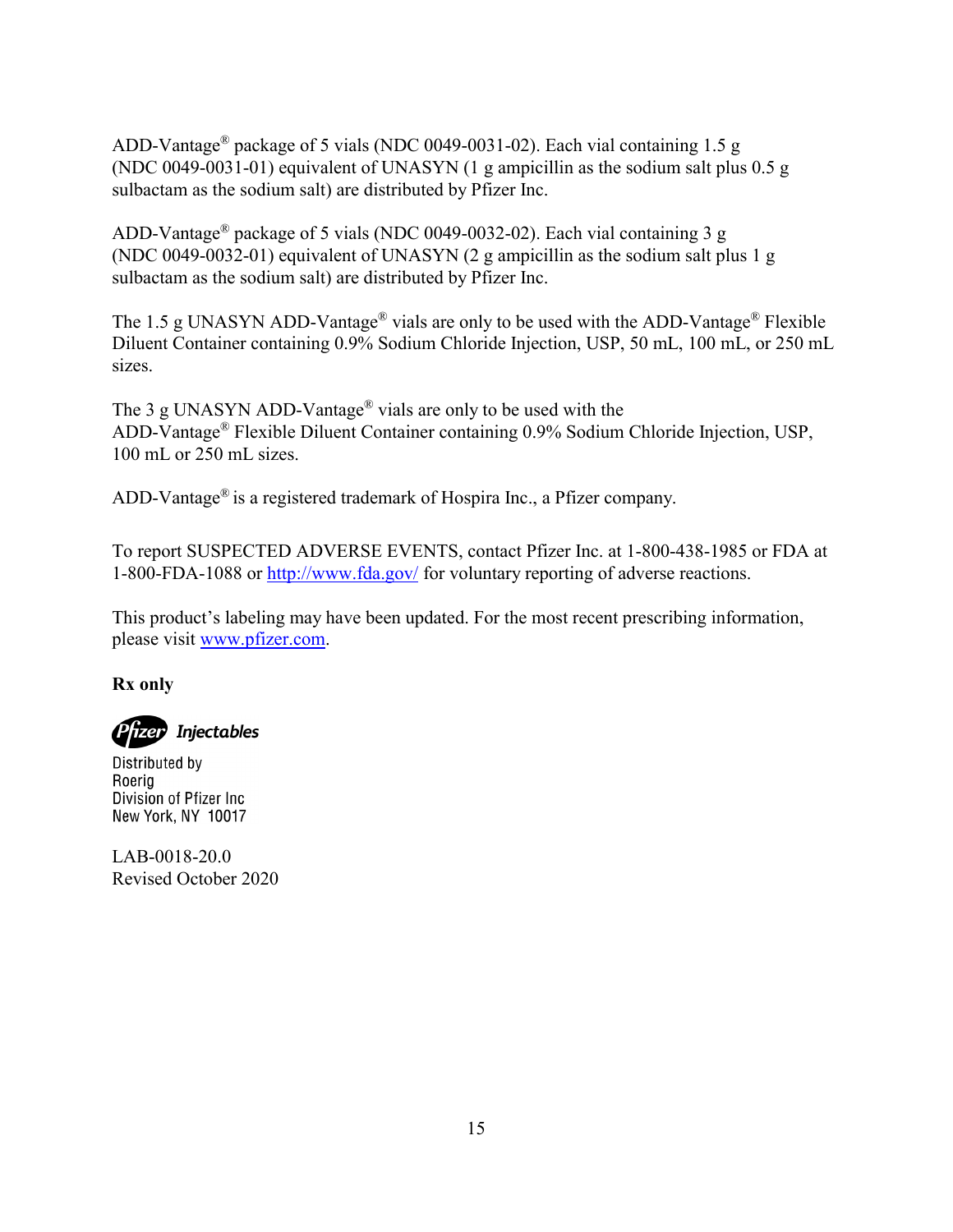ADD-Vantage® package of 5 vials (NDC 0049-0031-02). Each vial containing 1.5 g (NDC 0049-0031-01) equivalent of UNASYN (1 g ampicillin as the sodium salt plus 0.5 g sulbactam as the sodium salt) are distributed by Pfizer Inc.

ADD-Vantage® package of 5 vials (NDC 0049-0032-02). Each vial containing 3 g (NDC 0049-0032-01) equivalent of UNASYN (2 g ampicillin as the sodium salt plus 1 g sulbactam as the sodium salt) are distributed by Pfizer Inc.

The 1.5 g UNASYN ADD-Vantage® vials are only to be used with the ADD-Vantage® Flexible Diluent Container containing 0.9% Sodium Chloride Injection, USP, 50 mL, 100 mL, or 250 mL sizes.

The 3 g UNASYN ADD-Vantage® vials are only to be used with the ADD-Vantage® Flexible Diluent Container containing 0.9% Sodium Chloride Injection, USP, 100 mL or 250 mL sizes.

ADD-Vantage® is a registered trademark of Hospira Inc., a Pfizer company.

To report SUSPECTED ADVERSE EVENTS, contact Pfizer Inc. at 1-800-438-1985 or FDA at 1-800-FDA-1088 or http://www.fda.gov/ for voluntary reporting of adverse reactions.

This product's labeling may have been updated. For the most recent prescribing information, please visit www.pfizer.com.

**Rx only**

Pfizer Injectables

Distributed by
Roerig
Division of Pfizer Inc
New York, NY 10017

LAB-0018-20.0
Revised October 2020